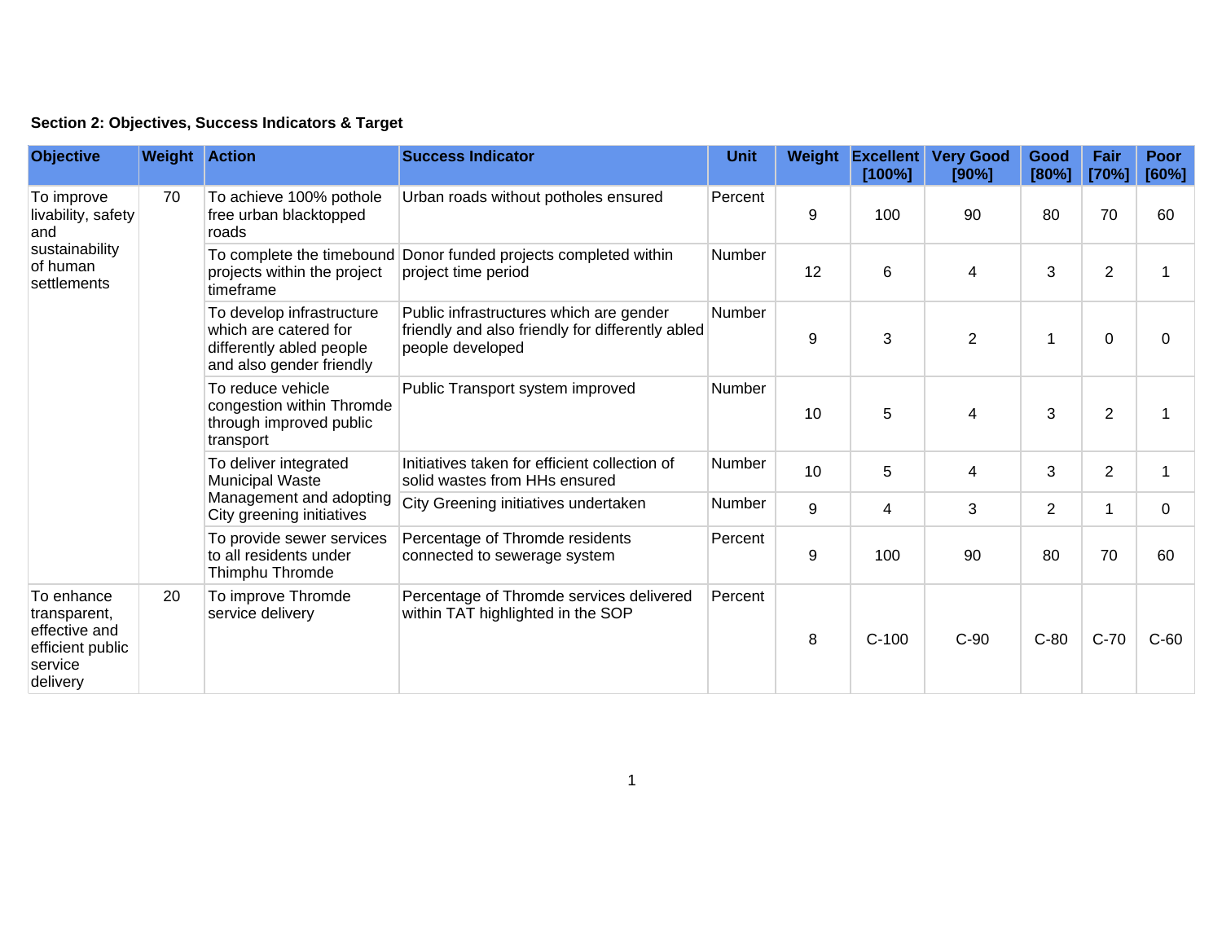**Section 2: Objectives, Success Indicators & Target**

| Objective | Weight | Action | Success Indicator | Unit | Weight | Excellent [100%] | Very Good [90%] | Good [80%] | Fair [70%] | Poor [60%] |
|---|---|---|---|---|---|---|---|---|---|---|
| To improve livability, safety and sustainability of human settlements | 70 | To achieve 100% pothole free urban blacktopped roads | Urban roads without potholes ensured | Percent | 9 | 100 | 90 | 80 | 70 | 60 |
| | | To complete the timebound projects within the project timeframe | Donor funded projects completed within project time period | Number | 12 | 6 | 4 | 3 | 2 | 1 |
| | | To develop infrastructure which are catered for differently abled people and also gender friendly | Public infrastructures which are gender friendly and also friendly for differently abled people developed | Number | 9 | 3 | 2 | 1 | 0 | 0 |
| | | To reduce vehicle congestion within Thromde through improved public transport | Public Transport system improved | Number | 10 | 5 | 4 | 3 | 2 | 1 |
| | | To deliver integrated Municipal Waste Management and adopting City greening initiatives | Initiatives taken for efficient collection of solid wastes from HHs ensured | Number | 10 | 5 | 4 | 3 | 2 | 1 |
| | | | City Greening initiatives undertaken | Number | 9 | 4 | 3 | 2 | 1 | 0 |
| | | To provide sewer services to all residents under Thimphu Thromde | Percentage of Thromde residents connected to sewerage system | Percent | 9 | 100 | 90 | 80 | 70 | 60 |
| To enhance transparent, effective and efficient public service delivery | 20 | To improve Thromde service delivery | Percentage of Thromde services delivered within TAT highlighted in the SOP | Percent | 8 | C-100 | C-90 | C-80 | C-70 | C-60 |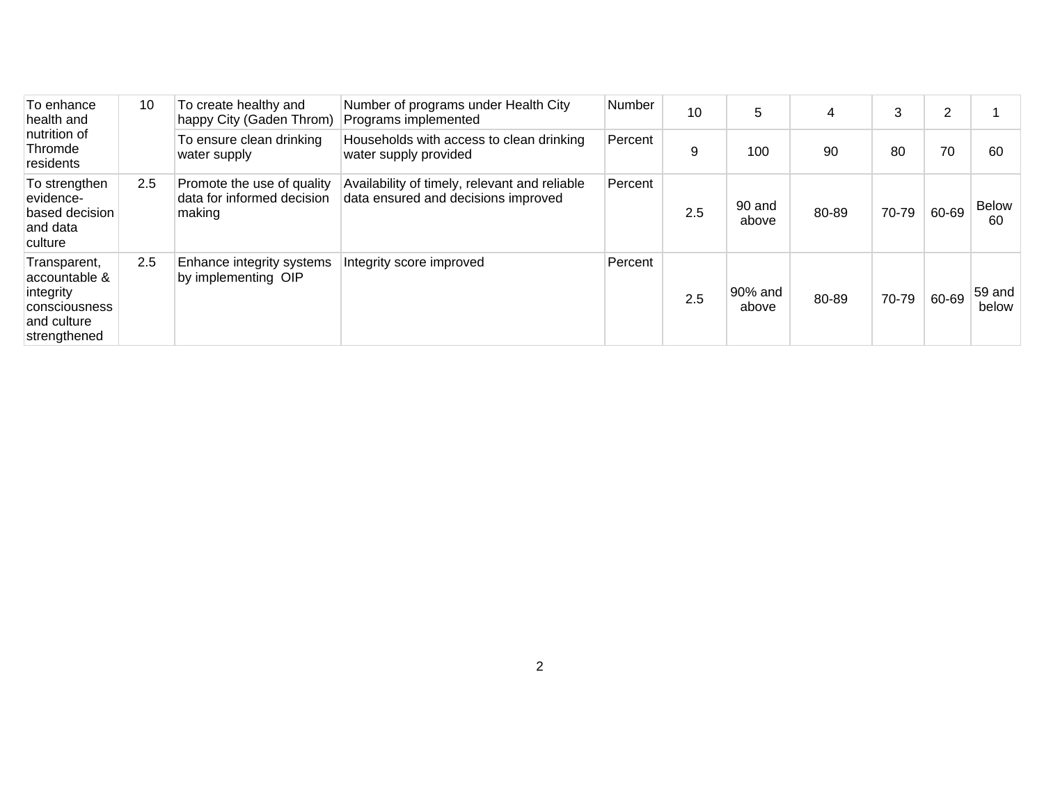| | | | | | | | | | | |
|---|---|---|---|---|---|---|---|---|---|---|
| To enhance health and nutrition of Thromde residents | 10 | To create healthy and happy City (Gaden Throm) | Number of programs under Health City Programs implemented | Number | 10 | 5 | 4 | 3 | 2 | 1 |
| | | To ensure clean drinking water supply | Households with access to clean drinking water supply provided | Percent | 9 | 100 | 90 | 80 | 70 | 60 |
| To strengthen evidence-based decision and data culture | 2.5 | Promote the use of quality data for informed decision making | Availability of timely, relevant and reliable data ensured and decisions improved | Percent | 2.5 | 90 and above | 80-89 | 70-79 | 60-69 | Below 60 |
| Transparent, accountable & integrity consciousness and culture strengthened | 2.5 | Enhance integrity systems by implementing OIP | Integrity score improved | Percent | 2.5 | 90% and above | 80-89 | 70-79 | 60-69 | 59 and below |